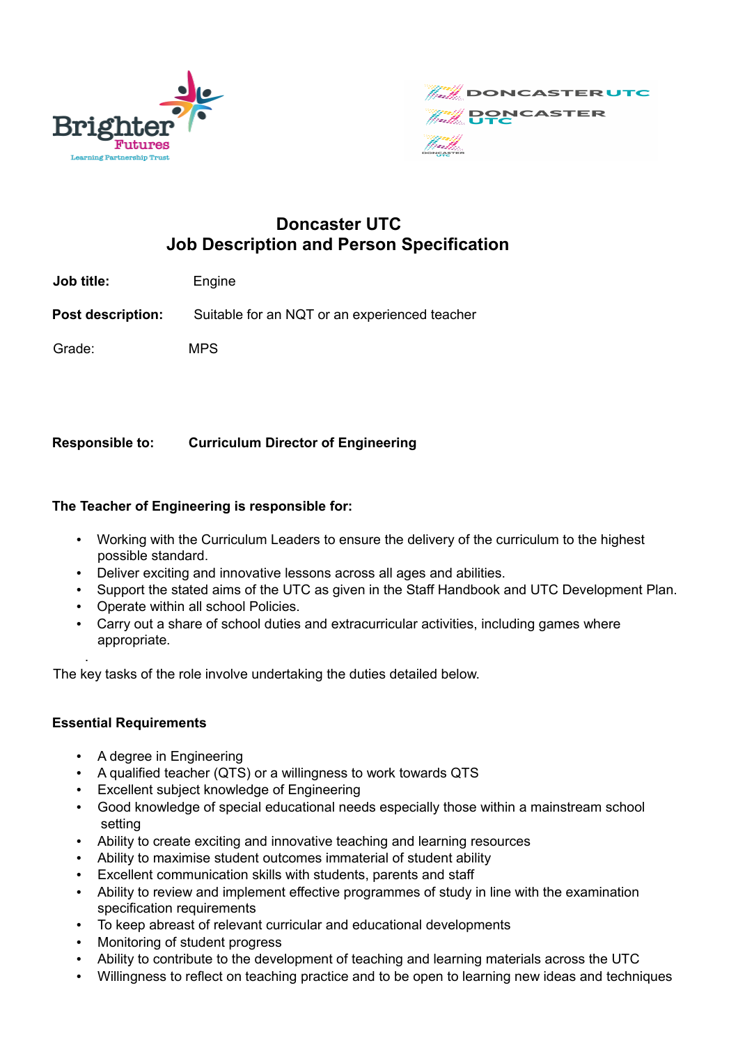# Doncaster UTC
## Job Description and Person Specification

**Job title:** Engine

**Post description:** Suitable for an NQT or an experienced teacher

Grade: MPS

**Responsible to:** **Curriculum Director of Engineering**

**The Teacher of Engineering is responsible for:**

- Working with the Curriculum Leaders to ensure the delivery of the curriculum to the highest possible standard.
- Deliver exciting and innovative lessons across all ages and abilities.
- Support the stated aims of the UTC as given in the Staff Handbook and UTC Development Plan.
- Operate within all school Policies.
- Carry out a share of school duties and extracurricular activities, including games where appropriate.

The key tasks of the role involve undertaking the duties detailed below.

**Essential Requirements**

- A degree in Engineering
- A qualified teacher (QTS) or a willingness to work towards QTS
- Excellent subject knowledge of Engineering
- Good knowledge of special educational needs especially those within a mainstream school setting
- Ability to create exciting and innovative teaching and learning resources
- Ability to maximise student outcomes immaterial of student ability
- Excellent communication skills with students, parents and staff
- Ability to review and implement effective programmes of study in line with the examination specification requirements
- To keep abreast of relevant curricular and educational developments
- Monitoring of student progress
- Ability to contribute to the development of teaching and learning materials across the UTC
- Willingness to reflect on teaching practice and to be open to learning new ideas and techniques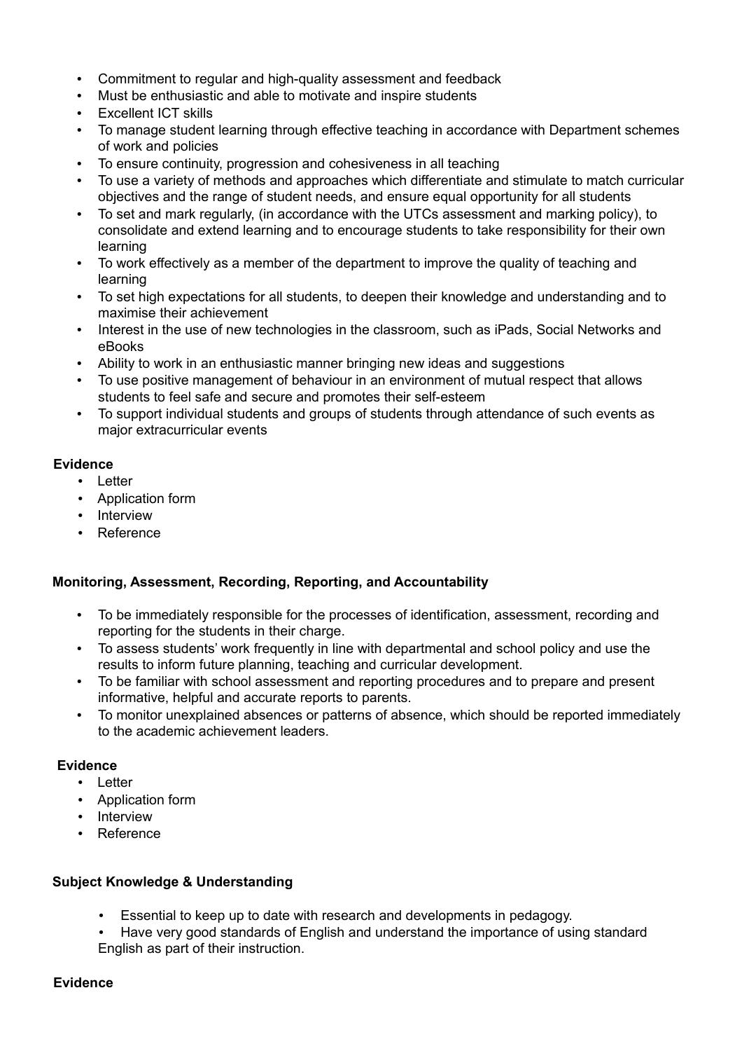- Commitment to regular and high-quality assessment and feedback
- Must be enthusiastic and able to motivate and inspire students
- Excellent ICT skills
- To manage student learning through effective teaching in accordance with Department schemes of work and policies
- To ensure continuity, progression and cohesiveness in all teaching
- To use a variety of methods and approaches which differentiate and stimulate to match curricular objectives and the range of student needs, and ensure equal opportunity for all students
- To set and mark regularly, (in accordance with the UTCs assessment and marking policy), to consolidate and extend learning and to encourage students to take responsibility for their own learning
- To work effectively as a member of the department to improve the quality of teaching and learning
- To set high expectations for all students, to deepen their knowledge and understanding and to maximise their achievement
- Interest in the use of new technologies in the classroom, such as iPads, Social Networks and eBooks
- Ability to work in an enthusiastic manner bringing new ideas and suggestions
- To use positive management of behaviour in an environment of mutual respect that allows students to feel safe and secure and promotes their self-esteem
- To support individual students and groups of students through attendance of such events as major extracurricular events

**Evidence**

- Letter
- Application form
- Interview
- Reference

**Monitoring, Assessment, Recording, Reporting, and Accountability**

- To be immediately responsible for the processes of identification, assessment, recording and reporting for the students in their charge.
- To assess students' work frequently in line with departmental and school policy and use the results to inform future planning, teaching and curricular development.
- To be familiar with school assessment and reporting procedures and to prepare and present informative, helpful and accurate reports to parents.
- To monitor unexplained absences or patterns of absence, which should be reported immediately to the academic achievement leaders.

**Evidence**

- Letter
- Application form
- Interview
- Reference

**Subject Knowledge & Understanding**

- Essential to keep up to date with research and developments in pedagogy.
- Have very good standards of English and understand the importance of using standard English as part of their instruction.

**Evidence**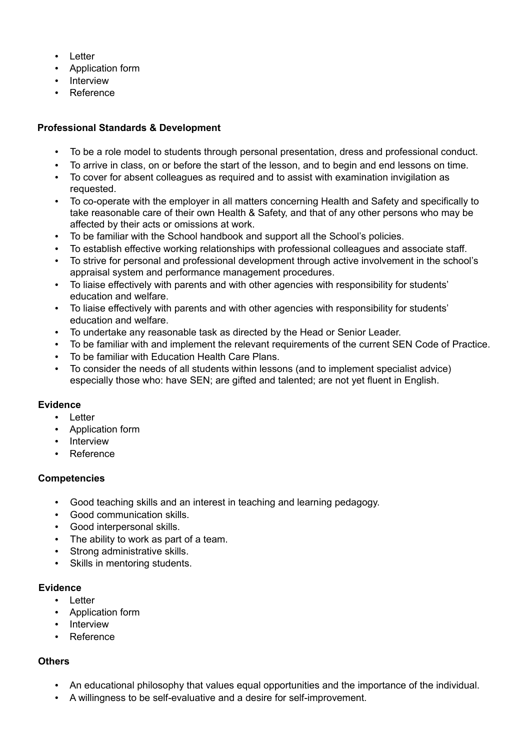- Letter
- Application form
- Interview
- Reference

**Professional Standards & Development**

- To be a role model to students through personal presentation, dress and professional conduct.
- To arrive in class, on or before the start of the lesson, and to begin and end lessons on time.
- To cover for absent colleagues as required and to assist with examination invigilation as requested.
- To co-operate with the employer in all matters concerning Health and Safety and specifically to take reasonable care of their own Health & Safety, and that of any other persons who may be affected by their acts or omissions at work.
- To be familiar with the School handbook and support all the School's policies.
- To establish effective working relationships with professional colleagues and associate staff.
- To strive for personal and professional development through active involvement in the school's appraisal system and performance management procedures.
- To liaise effectively with parents and with other agencies with responsibility for students' education and welfare.
- To liaise effectively with parents and with other agencies with responsibility for students' education and welfare.
- To undertake any reasonable task as directed by the Head or Senior Leader.
- To be familiar with and implement the relevant requirements of the current SEN Code of Practice.
- To be familiar with Education Health Care Plans.
- To consider the needs of all students within lessons (and to implement specialist advice) especially those who: have SEN; are gifted and talented; are not yet fluent in English.

**Evidence**

- Letter
- Application form
- Interview
- Reference

**Competencies**

- Good teaching skills and an interest in teaching and learning pedagogy.
- Good communication skills.
- Good interpersonal skills.
- The ability to work as part of a team.
- Strong administrative skills.
- Skills in mentoring students.

**Evidence**

- Letter
- Application form
- Interview
- Reference

**Others**

- An educational philosophy that values equal opportunities and the importance of the individual.
- A willingness to be self-evaluative and a desire for self-improvement.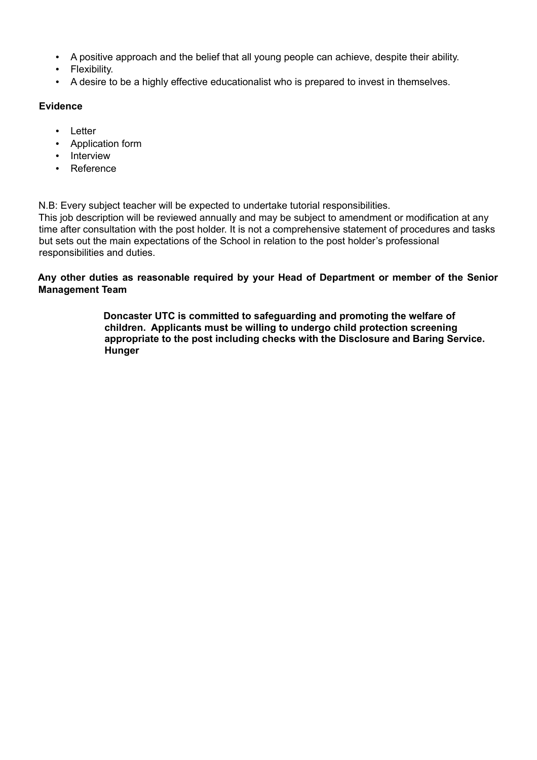- A positive approach and the belief that all young people can achieve, despite their ability.
- Flexibility.
- A desire to be a highly effective educationalist who is prepared to invest in themselves.

**Evidence**

- Letter
- Application form
- Interview
- Reference

N.B: Every subject teacher will be expected to undertake tutorial responsibilities.
This job description will be reviewed annually and may be subject to amendment or modification at any time after consultation with the post holder. It is not a comprehensive statement of procedures and tasks but sets out the main expectations of the School in relation to the post holder's professional responsibilities and duties.

**Any other duties as reasonable required by your Head of Department or member of the Senior Management Team**

**Doncaster UTC is committed to safeguarding and promoting the welfare of children. Applicants must be willing to undergo child protection screening appropriate to the post including checks with the Disclosure and Baring Service. Hunger**